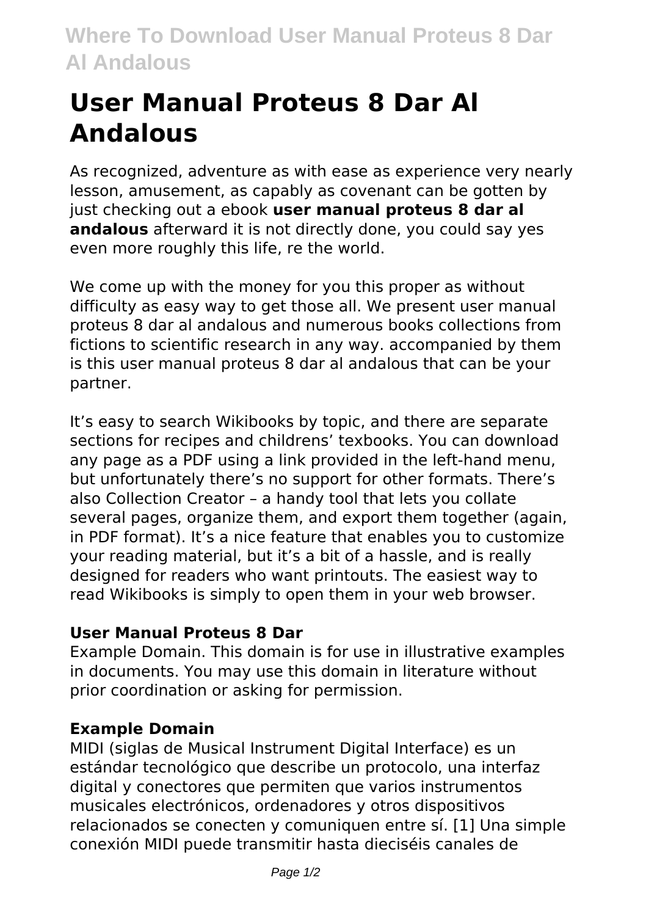# User Manual Proteus 8 Dar Al Andalous

As recognized, adventure as with ease as experience very nearly lesson, amusement, as capably as covenant can be gotten by just checking out a ebook **user manual proteus 8 dar al andalous** afterward it is not directly done, you could say yes even more roughly this life, re the world.

We come up with the money for you this proper as without difficulty as easy way to get those all. We present user manual proteus 8 dar al andalous and numerous books collections from fictions to scientific research in any way. accompanied by them is this user manual proteus 8 dar al andalous that can be your partner.

It's easy to search Wikibooks by topic, and there are separate sections for recipes and childrens' texbooks. You can download any page as a PDF using a link provided in the left-hand menu, but unfortunately there's no support for other formats. There's also Collection Creator – a handy tool that lets you collate several pages, organize them, and export them together (again, in PDF format). It's a nice feature that enables you to customize your reading material, but it's a bit of a hassle, and is really designed for readers who want printouts. The easiest way to read Wikibooks is simply to open them in your web browser.

### User Manual Proteus 8 Dar

Example Domain. This domain is for use in illustrative examples in documents. You may use this domain in literature without prior coordination or asking for permission.

### Example Domain

MIDI (siglas de Musical Instrument Digital Interface) es un estándar tecnológico que describe un protocolo, una interfaz digital y conectores que permiten que varios instrumentos musicales electrónicos, ordenadores y otros dispositivos relacionados se conecten y comuniquen entre sí. [1] Una simple conexión MIDI puede transmitir hasta dieciséis canales de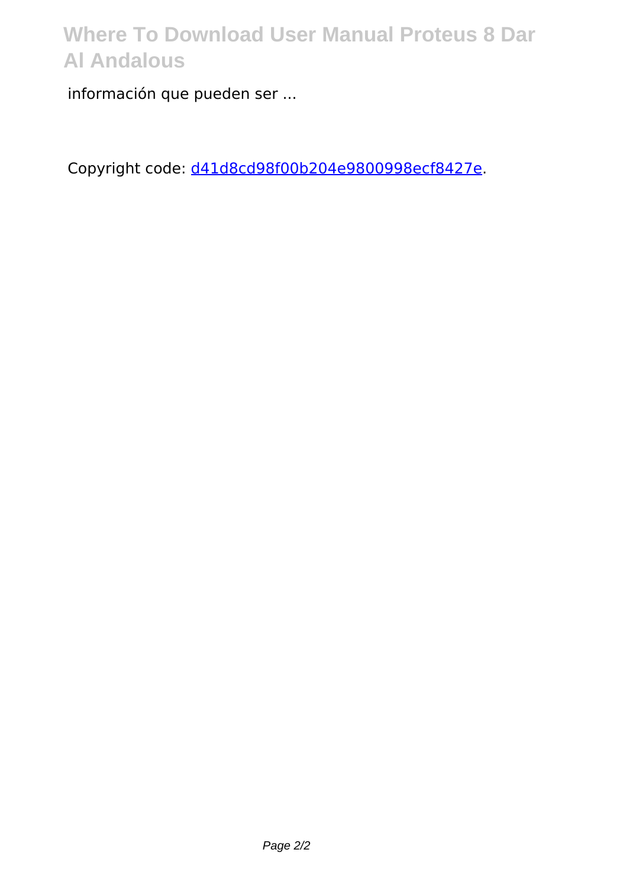información que pueden ser ...

Copyright code: [d41d8cd98f00b204e9800998ecf8427e](d41d8cd98f00b204e9800998ecf8427e).